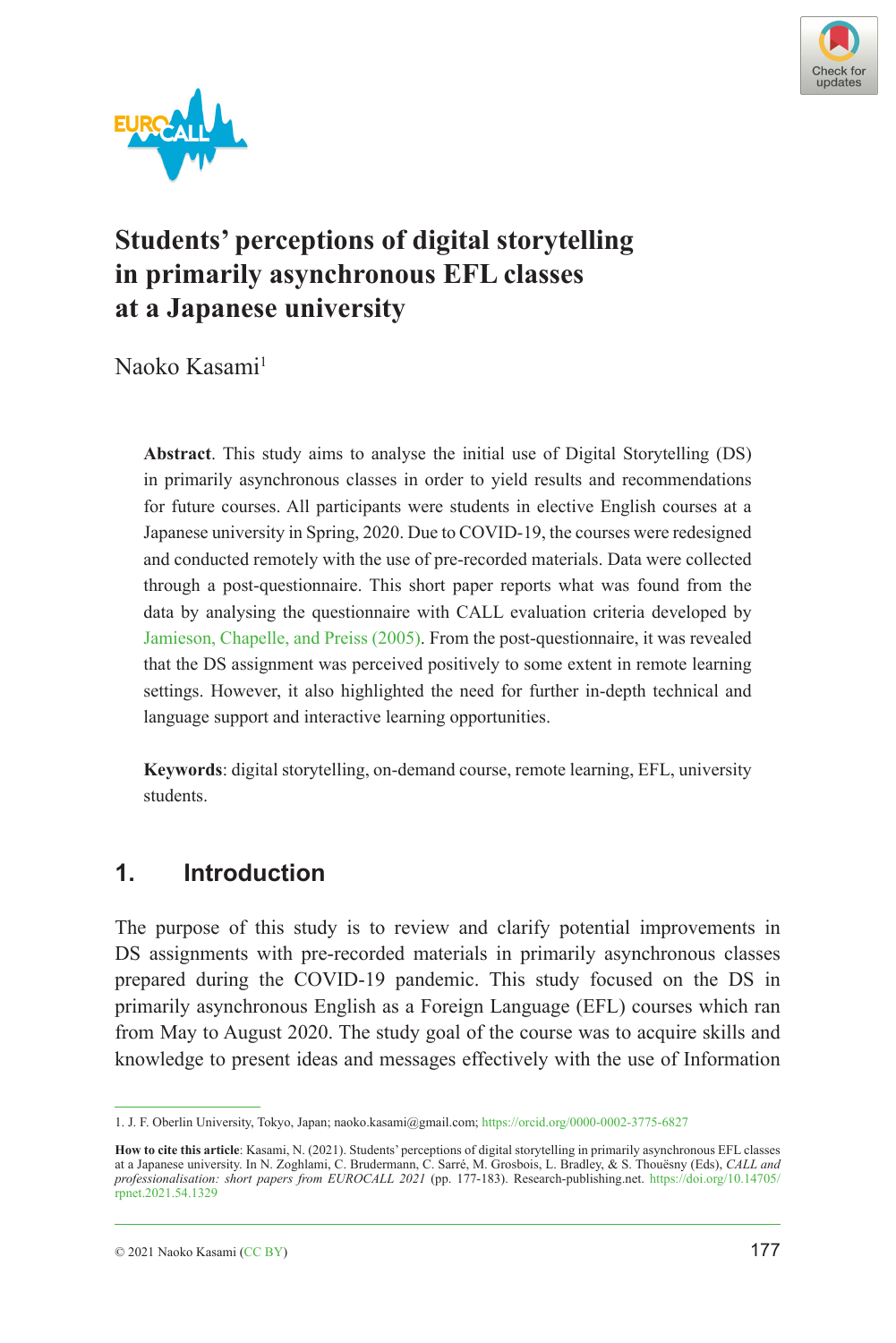# Students' perceptions of digital storytelling in primarily asynchronous EFL classes at a Japanese university

Naoko Kasami[1]

**Abstract**. This study aims to analyse the initial use of Digital Storytelling (DS) in primarily asynchronous classes in order to yield results and recommendations for future courses. All participants were students in elective English courses at a Japanese university in Spring, 2020. Due to COVID-19, the courses were redesigned and conducted remotely with the use of pre-recorded materials. Data were collected through a post-questionnaire. This short paper reports what was found from the data by analysing the questionnaire with CALL evaluation criteria developed by Jamieson, Chapelle, and Preiss (2005). From the post-questionnaire, it was revealed that the DS assignment was perceived positively to some extent in remote learning settings. However, it also highlighted the need for further in-depth technical and language support and interactive learning opportunities.

**Keywords**: digital storytelling, on-demand course, remote learning, EFL, university students.

## 1. Introduction

The purpose of this study is to review and clarify potential improvements in DS assignments with pre-recorded materials in primarily asynchronous classes prepared during the COVID-19 pandemic. This study focused on the DS in primarily asynchronous English as a Foreign Language (EFL) courses which ran from May to August 2020. The study goal of the course was to acquire skills and knowledge to present ideas and messages effectively with the use of Information

---

1. J. F. Oberlin University, Tokyo, Japan; naoko.kasami@gmail.com; https://orcid.org/0000-0002-3775-6827

**How to cite this article**: Kasami, N. (2021). Students' perceptions of digital storytelling in primarily asynchronous EFL classes at a Japanese university. In N. Zoghlami, C. Brudermann, C. Sarré, M. Grosbois, L. Bradley, & S. Thouësny (Eds), *CALL and professionalisation: short papers from EUROCALL 2021* (pp. 177-183). Research-publishing.net. https://doi.org/10.14705/rpnet.2021.54.1329

© 2021 Naoko Kasami (CC BY)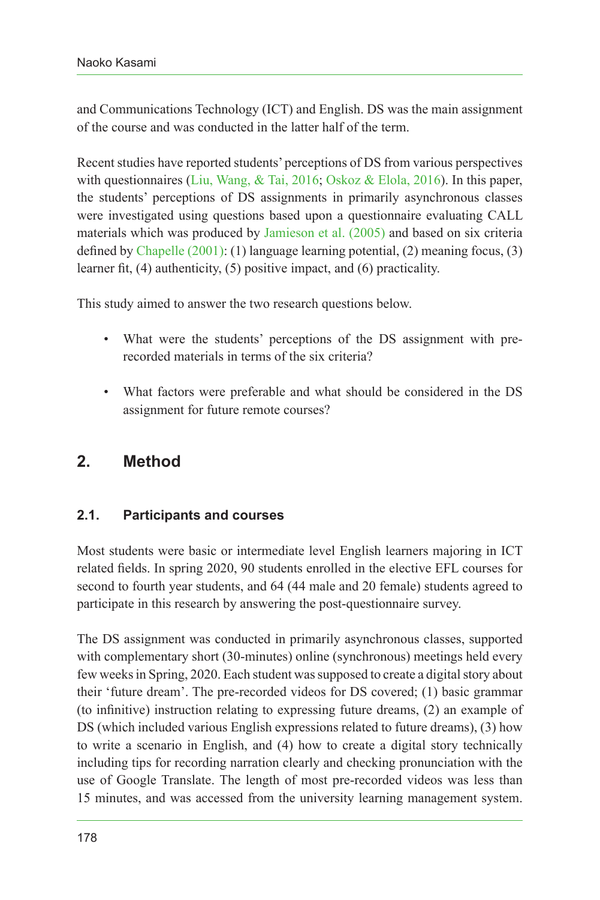and Communications Technology (ICT) and English. DS was the main assignment of the course and was conducted in the latter half of the term.

Recent studies have reported students' perceptions of DS from various perspectives with questionnaires (Liu, Wang, & Tai, 2016; Oskoz & Elola, 2016). In this paper, the students' perceptions of DS assignments in primarily asynchronous classes were investigated using questions based upon a questionnaire evaluating CALL materials which was produced by Jamieson et al. (2005) and based on six criteria defined by Chapelle (2001): (1) language learning potential, (2) meaning focus, (3) learner fit, (4) authenticity, (5) positive impact, and (6) practicality.

This study aimed to answer the two research questions below.

- What were the students' perceptions of the DS assignment with pre-recorded materials in terms of the six criteria?
- What factors were preferable and what should be considered in the DS assignment for future remote courses?

## 2. Method

### 2.1. Participants and courses

Most students were basic or intermediate level English learners majoring in ICT related fields. In spring 2020, 90 students enrolled in the elective EFL courses for second to fourth year students, and 64 (44 male and 20 female) students agreed to participate in this research by answering the post-questionnaire survey.

The DS assignment was conducted in primarily asynchronous classes, supported with complementary short (30-minutes) online (synchronous) meetings held every few weeks in Spring, 2020. Each student was supposed to create a digital story about their 'future dream'. The pre-recorded videos for DS covered; (1) basic grammar (to infinitive) instruction relating to expressing future dreams, (2) an example of DS (which included various English expressions related to future dreams), (3) how to write a scenario in English, and (4) how to create a digital story technically including tips for recording narration clearly and checking pronunciation with the use of Google Translate. The length of most pre-recorded videos was less than 15 minutes, and was accessed from the university learning management system.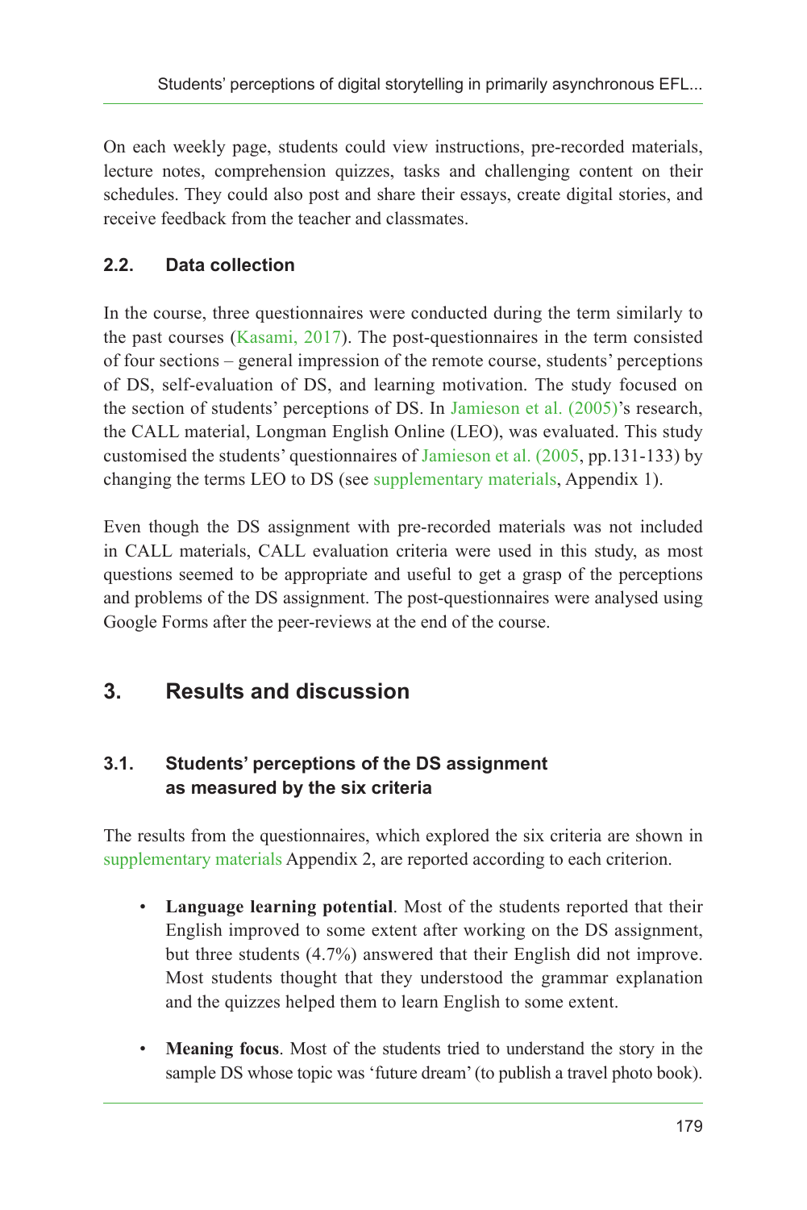On each weekly page, students could view instructions, pre-recorded materials, lecture notes, comprehension quizzes, tasks and challenging content on their schedules. They could also post and share their essays, create digital stories, and receive feedback from the teacher and classmates.

### 2.2. Data collection

In the course, three questionnaires were conducted during the term similarly to the past courses (Kasami, 2017). The post-questionnaires in the term consisted of four sections – general impression of the remote course, students' perceptions of DS, self-evaluation of DS, and learning motivation. The study focused on the section of students' perceptions of DS. In Jamieson et al. (2005)'s research, the CALL material, Longman English Online (LEO), was evaluated. This study customised the students' questionnaires of Jamieson et al. (2005, pp.131-133) by changing the terms LEO to DS (see supplementary materials, Appendix 1).

Even though the DS assignment with pre-recorded materials was not included in CALL materials, CALL evaluation criteria were used in this study, as most questions seemed to be appropriate and useful to get a grasp of the perceptions and problems of the DS assignment. The post-questionnaires were analysed using Google Forms after the peer-reviews at the end of the course.

## 3. Results and discussion

### 3.1. Students' perceptions of the DS assignment as measured by the six criteria

The results from the questionnaires, which explored the six criteria are shown in supplementary materials Appendix 2, are reported according to each criterion.

- **Language learning potential**. Most of the students reported that their English improved to some extent after working on the DS assignment, but three students (4.7%) answered that their English did not improve. Most students thought that they understood the grammar explanation and the quizzes helped them to learn English to some extent.

- **Meaning focus**. Most of the students tried to understand the story in the sample DS whose topic was 'future dream' (to publish a travel photo book).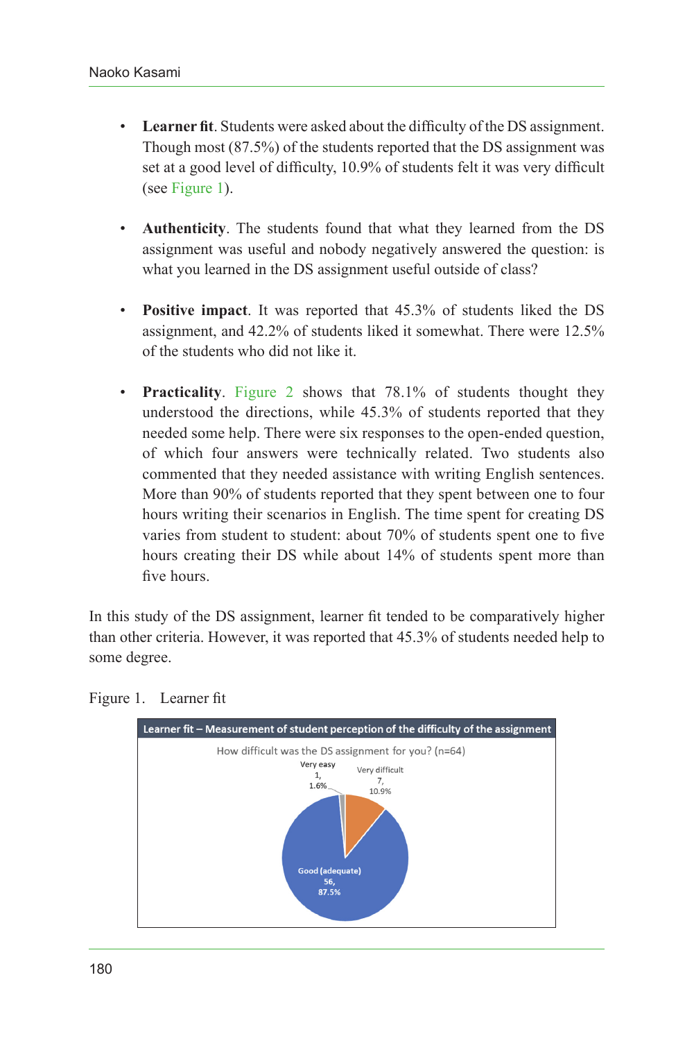- **Learner fit**. Students were asked about the difficulty of the DS assignment. Though most (87.5%) of the students reported that the DS assignment was set at a good level of difficulty, 10.9% of students felt it was very difficult (see Figure 1).

- **Authenticity**. The students found that what they learned from the DS assignment was useful and nobody negatively answered the question: is what you learned in the DS assignment useful outside of class?

- **Positive impact**. It was reported that 45.3% of students liked the DS assignment, and 42.2% of students liked it somewhat. There were 12.5% of the students who did not like it.

- **Practicality**. Figure 2 shows that 78.1% of students thought they understood the directions, while 45.3% of students reported that they needed some help. There were six responses to the open-ended question, of which four answers were technically related. Two students also commented that they needed assistance with writing English sentences. More than 90% of students reported that they spent between one to four hours writing their scenarios in English. The time spent for creating DS varies from student to student: about 70% of students spent one to five hours creating their DS while about 14% of students spent more than five hours.

In this study of the DS assignment, learner fit tended to be comparatively higher than other criteria. However, it was reported that 45.3% of students needed help to some degree.

Figure 1. Learner fit

**Learner fit – Measurement of student perception of the difficulty of the assignment**

How difficult was the DS assignment for you? (n=64)

| Response | Count | Percentage |
|---|---|---|
| Very easy | 1 | 1.6% |
| Very difficult | 7 | 10.9% |
| Good (adequate) | 56 | 87.5% |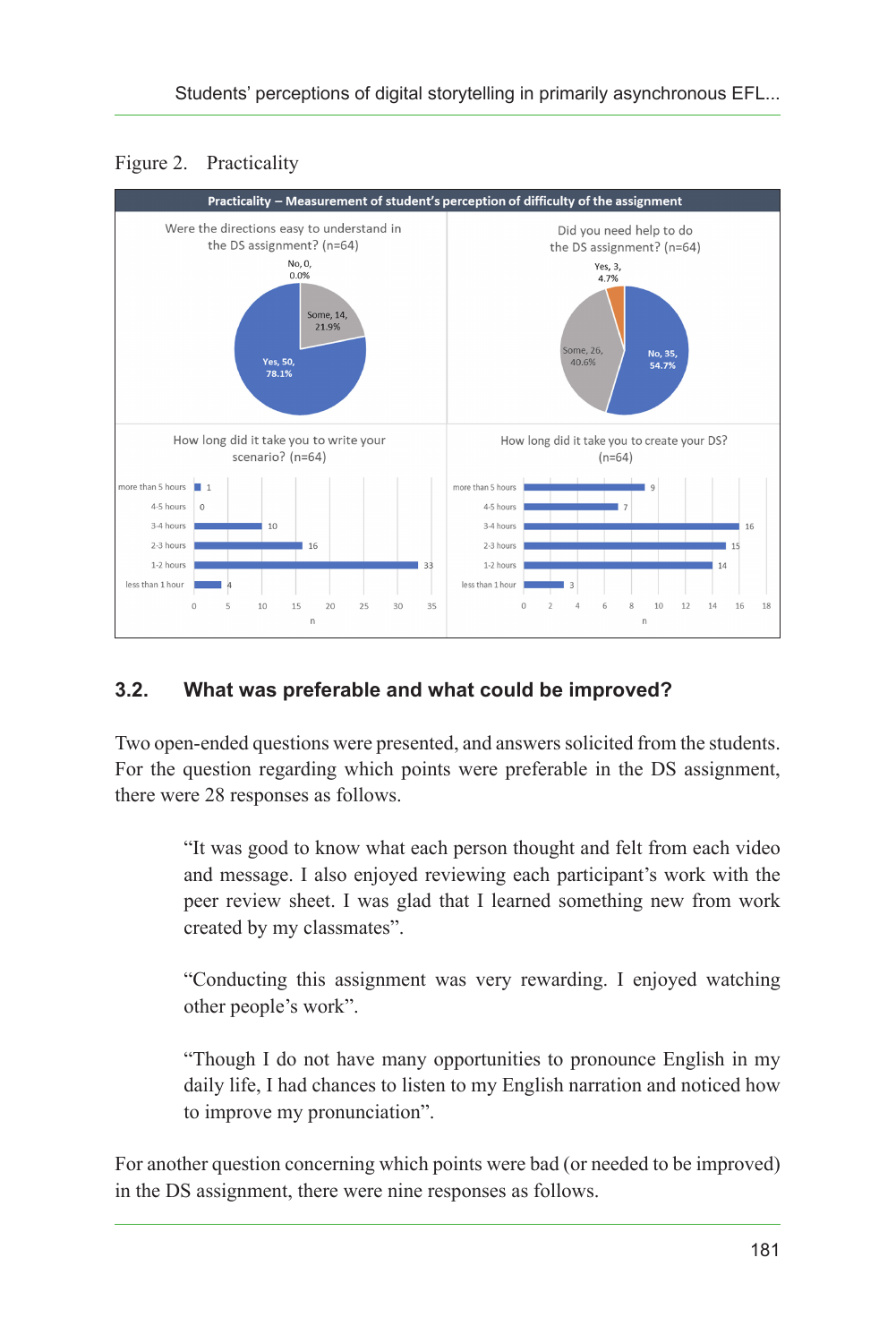Figure 2. Practicality

Practicality – Measurement of student's perception of difficulty of the assignment

Were the directions easy to understand in the DS assignment? (n=64)

| Response | n | % |
|---|---|---|
| Yes | 50 | 78.1% |
| Some | 14 | 21.9% |
| No | 0 | 0.0% |

Did you need help to do the DS assignment? (n=64)

| Response | n | % |
|---|---|---|
| No | 35 | 54.7% |
| Some | 26 | 40.6% |
| Yes | 3 | 4.7% |

How long did it take you to write your scenario? (n=64)

| Time | n |
|---|---|
| more than 5 hours | 1 |
| 4-5 hours | 0 |
| 3-4 hours | 10 |
| 2-3 hours | 16 |
| 1-2 hours | 33 |
| less than 1 hour | 4 |

How long did it take you to create your DS? (n=64)

| Time | n |
|---|---|
| more than 5 hours | 9 |
| 4-5 hours | 7 |
| 3-4 hours | 16 |
| 2-3 hours | 15 |
| 1-2 hours | 14 |
| less than 1 hour | 3 |

## 3.2. What was preferable and what could be improved?

Two open-ended questions were presented, and answers solicited from the students. For the question regarding which points were preferable in the DS assignment, there were 28 responses as follows.

> "It was good to know what each person thought and felt from each video and message. I also enjoyed reviewing each participant's work with the peer review sheet. I was glad that I learned something new from work created by my classmates".

> "Conducting this assignment was very rewarding. I enjoyed watching other people's work".

> "Though I do not have many opportunities to pronounce English in my daily life, I had chances to listen to my English narration and noticed how to improve my pronunciation".

For another question concerning which points were bad (or needed to be improved) in the DS assignment, there were nine responses as follows.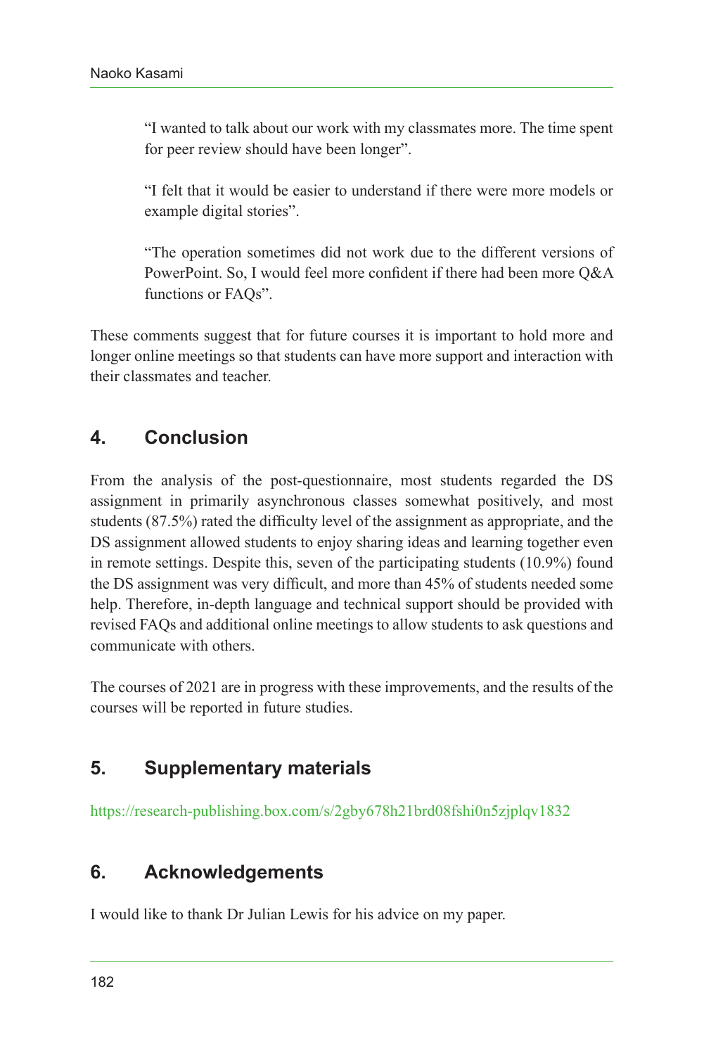> "I wanted to talk about our work with my classmates more. The time spent for peer review should have been longer".

> "I felt that it would be easier to understand if there were more models or example digital stories".

> "The operation sometimes did not work due to the different versions of PowerPoint. So, I would feel more confident if there had been more Q&A functions or FAQs".

These comments suggest that for future courses it is important to hold more and longer online meetings so that students can have more support and interaction with their classmates and teacher.

## 4. Conclusion

From the analysis of the post-questionnaire, most students regarded the DS assignment in primarily asynchronous classes somewhat positively, and most students (87.5%) rated the difficulty level of the assignment as appropriate, and the DS assignment allowed students to enjoy sharing ideas and learning together even in remote settings. Despite this, seven of the participating students (10.9%) found the DS assignment was very difficult, and more than 45% of students needed some help. Therefore, in-depth language and technical support should be provided with revised FAQs and additional online meetings to allow students to ask questions and communicate with others.

The courses of 2021 are in progress with these improvements, and the results of the courses will be reported in future studies.

## 5. Supplementary materials

https://research-publishing.box.com/s/2gby678h21brd08fshi0n5zjplqv1832

## 6. Acknowledgements

I would like to thank Dr Julian Lewis for his advice on my paper.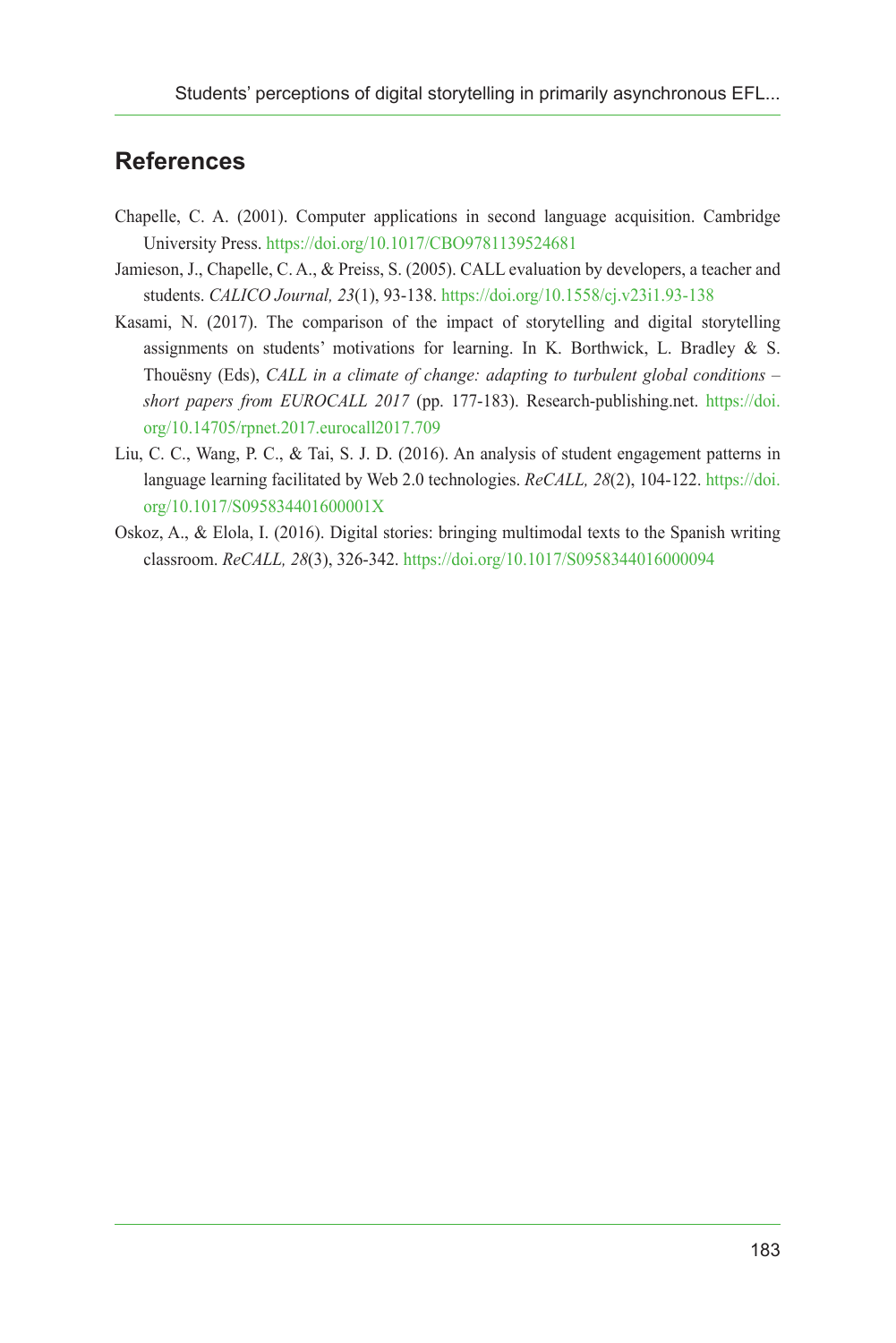## References

Chapelle, C. A. (2001). Computer applications in second language acquisition. Cambridge University Press. https://doi.org/10.1017/CBO9781139524681

Jamieson, J., Chapelle, C. A., & Preiss, S. (2005). CALL evaluation by developers, a teacher and students. *CALICO Journal, 23*(1), 93-138. https://doi.org/10.1558/cj.v23i1.93-138

Kasami, N. (2017). The comparison of the impact of storytelling and digital storytelling assignments on students' motivations for learning. In K. Borthwick, L. Bradley & S. Thouësny (Eds), *CALL in a climate of change: adapting to turbulent global conditions – short papers from EUROCALL 2017* (pp. 177-183). Research-publishing.net. https://doi.org/10.14705/rpnet.2017.eurocall2017.709

Liu, C. C., Wang, P. C., & Tai, S. J. D. (2016). An analysis of student engagement patterns in language learning facilitated by Web 2.0 technologies. *ReCALL, 28*(2), 104-122. https://doi.org/10.1017/S095834401600001X

Oskoz, A., & Elola, I. (2016). Digital stories: bringing multimodal texts to the Spanish writing classroom. *ReCALL, 28*(3), 326-342. https://doi.org/10.1017/S0958344016000094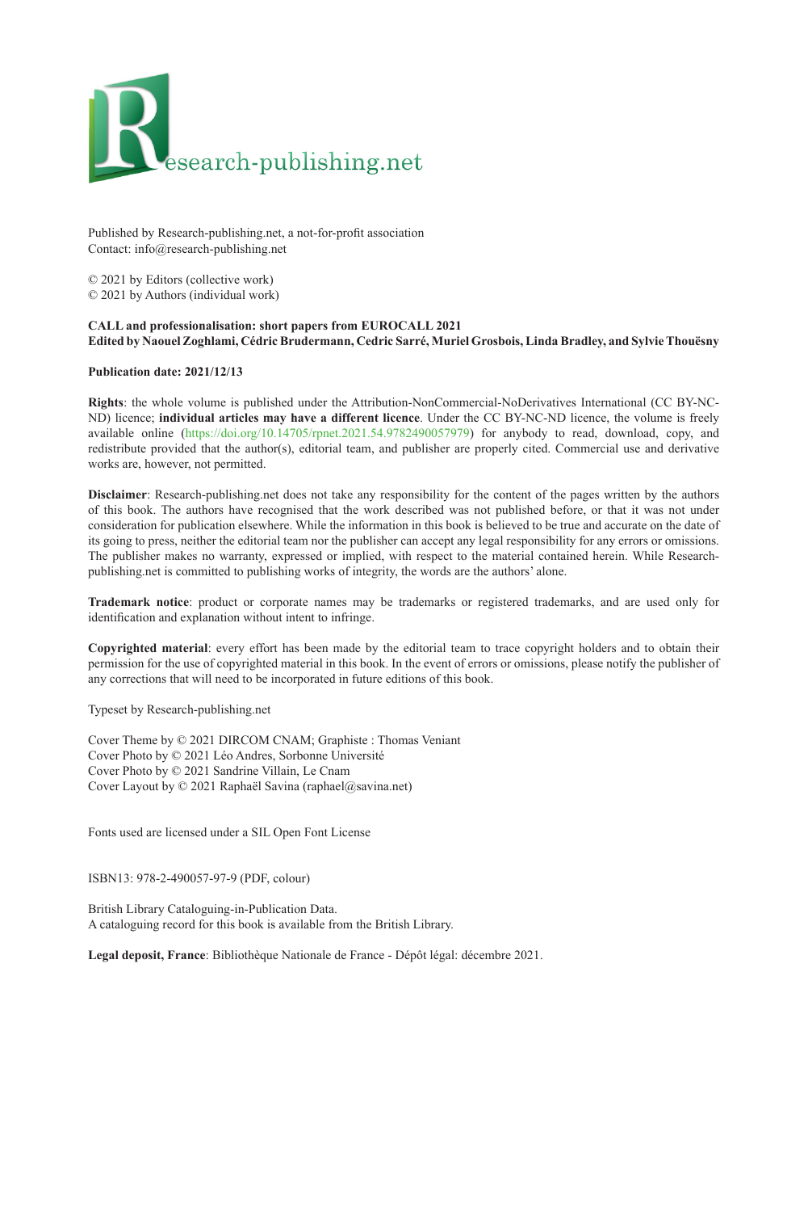Research-publishing.net

Published by Research-publishing.net, a not-for-profit association
Contact: info@research-publishing.net

© 2021 by Editors (collective work)
© 2021 by Authors (individual work)

**CALL and professionalisation: short papers from EUROCALL 2021**
**Edited by Naouel Zoghlami, Cédric Brudermann, Cedric Sarré, Muriel Grosbois, Linda Bradley, and Sylvie Thouësny**

**Publication date: 2021/12/13**

**Rights**: the whole volume is published under the Attribution-NonCommercial-NoDerivatives International (CC BY-NC-ND) licence; **individual articles may have a different licence**. Under the CC BY-NC-ND licence, the volume is freely available online (https://doi.org/10.14705/rpnet.2021.54.9782490057979) for anybody to read, download, copy, and redistribute provided that the author(s), editorial team, and publisher are properly cited. Commercial use and derivative works are, however, not permitted.

**Disclaimer**: Research-publishing.net does not take any responsibility for the content of the pages written by the authors of this book. The authors have recognised that the work described was not published before, or that it was not under consideration for publication elsewhere. While the information in this book is believed to be true and accurate on the date of its going to press, neither the editorial team nor the publisher can accept any legal responsibility for any errors or omissions. The publisher makes no warranty, expressed or implied, with respect to the material contained herein. While Research-publishing.net is committed to publishing works of integrity, the words are the authors' alone.

**Trademark notice**: product or corporate names may be trademarks or registered trademarks, and are used only for identification and explanation without intent to infringe.

**Copyrighted material**: every effort has been made by the editorial team to trace copyright holders and to obtain their permission for the use of copyrighted material in this book. In the event of errors or omissions, please notify the publisher of any corrections that will need to be incorporated in future editions of this book.

Typeset by Research-publishing.net

Cover Theme by © 2021 DIRCOM CNAM; Graphiste : Thomas Veniant
Cover Photo by © 2021 Léo Andres, Sorbonne Université
Cover Photo by © 2021 Sandrine Villain, Le Cnam
Cover Layout by © 2021 Raphaël Savina (raphael@savina.net)

Fonts used are licensed under a SIL Open Font License

ISBN13: 978-2-490057-97-9 (PDF, colour)

British Library Cataloguing-in-Publication Data.
A cataloguing record for this book is available from the British Library.

**Legal deposit, France**: Bibliothèque Nationale de France - Dépôt légal: décembre 2021.